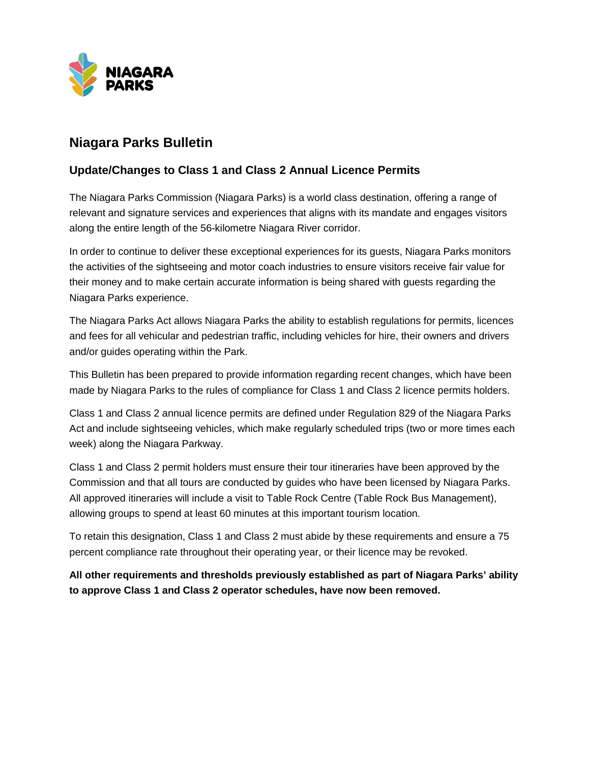# Niagara Parks Bulletin

## Update/Changes to Class 1 and Class 2 Annual Licence Permits

The Niagara Parks Commission (Niagara Parks) is a world class destination, offering a range of relevant and signature services and experiences that aligns with its mandate and engages visitors along the entire length of the 56-kilometre Niagara River corridor.

In order to continue to deliver these exceptional experiences for its guests, Niagara Parks monitors the activities of the sightseeing and motor coach industries to ensure visitors receive fair value for their money and to make certain accurate information is being shared with guests regarding the Niagara Parks experience.

The Niagara Parks Act allows Niagara Parks the ability to establish regulations for permits, licences and fees for all vehicular and pedestrian traffic, including vehicles for hire, their owners and drivers and/or guides operating within the Park.

This Bulletin has been prepared to provide information regarding recent changes, which have been made by Niagara Parks to the rules of compliance for Class 1 and Class 2 licence permits holders.

Class 1 and Class 2 annual licence permits are defined under Regulation 829 of the Niagara Parks Act and include sightseeing vehicles, which make regularly scheduled trips (two or more times each week) along the Niagara Parkway.

Class 1 and Class 2 permit holders must ensure their tour itineraries have been approved by the Commission and that all tours are conducted by guides who have been licensed by Niagara Parks. All approved itineraries will include a visit to Table Rock Centre (Table Rock Bus Management), allowing groups to spend at least 60 minutes at this important tourism location.

To retain this designation, Class 1 and Class 2 must abide by these requirements and ensure a 75 percent compliance rate throughout their operating year, or their licence may be revoked.

**All other requirements and thresholds previously established as part of Niagara Parks' ability to approve Class 1 and Class 2 operator schedules, have now been removed.**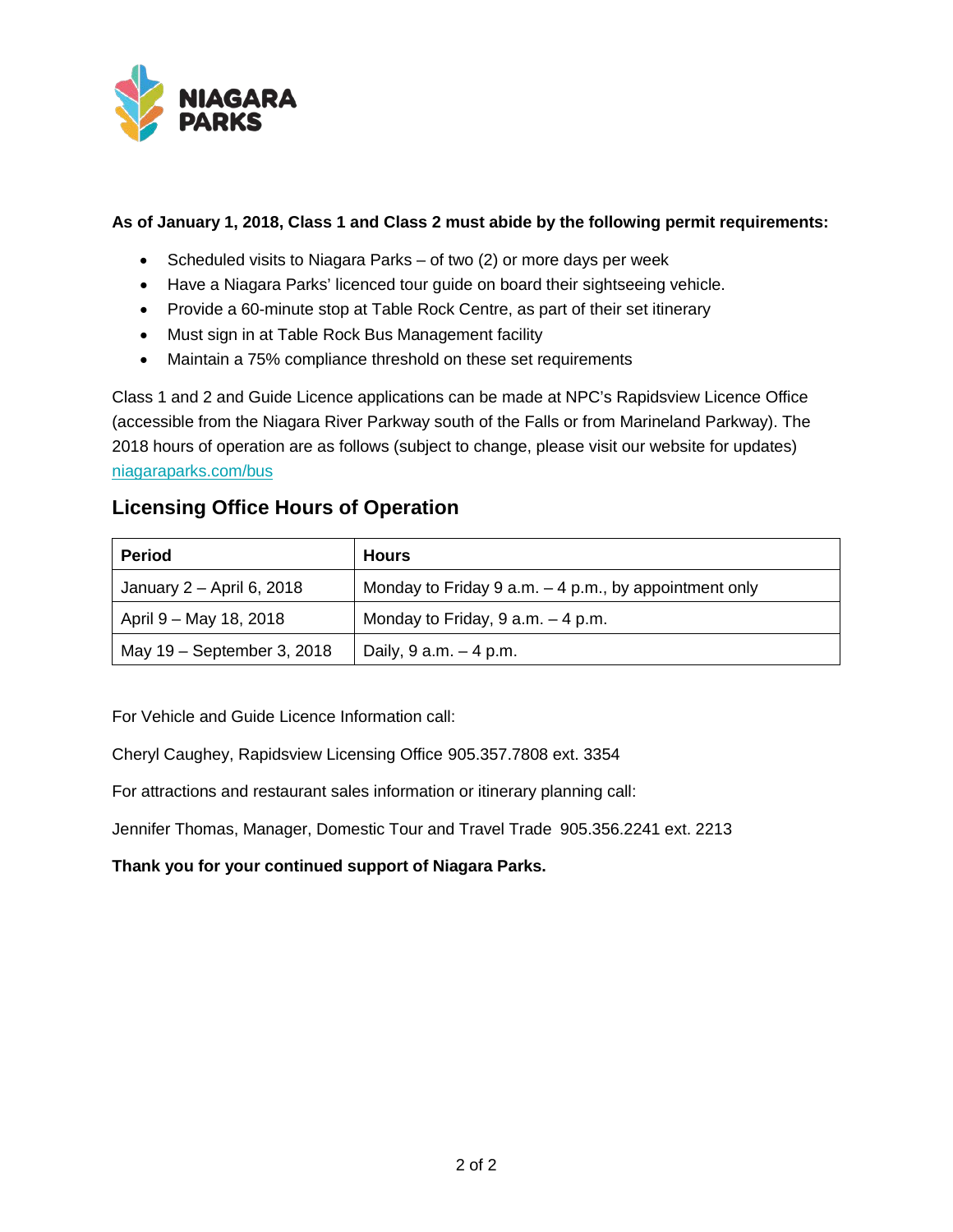**As of January 1, 2018, Class 1 and Class 2 must abide by the following permit requirements:**

- Scheduled visits to Niagara Parks – of two (2) or more days per week
- Have a Niagara Parks' licenced tour guide on board their sightseeing vehicle.
- Provide a 60-minute stop at Table Rock Centre, as part of their set itinerary
- Must sign in at Table Rock Bus Management facility
- Maintain a 75% compliance threshold on these set requirements

Class 1 and 2 and Guide Licence applications can be made at NPC's Rapidsview Licence Office (accessible from the Niagara River Parkway south of the Falls or from Marineland Parkway). The 2018 hours of operation are as follows (subject to change, please visit our website for updates) niagaraparks.com/bus

## Licensing Office Hours of Operation

| Period | Hours |
|---|---|
| January 2 – April 6, 2018 | Monday to Friday 9 a.m. – 4 p.m., by appointment only |
| April 9 – May 18, 2018 | Monday to Friday, 9 a.m. – 4 p.m. |
| May 19 – September 3, 2018 | Daily, 9 a.m. – 4 p.m. |

For Vehicle and Guide Licence Information call:

Cheryl Caughey, Rapidsview Licensing Office 905.357.7808 ext. 3354

For attractions and restaurant sales information or itinerary planning call:

Jennifer Thomas, Manager, Domestic Tour and Travel Trade 905.356.2241 ext. 2213

**Thank you for your continued support of Niagara Parks.**